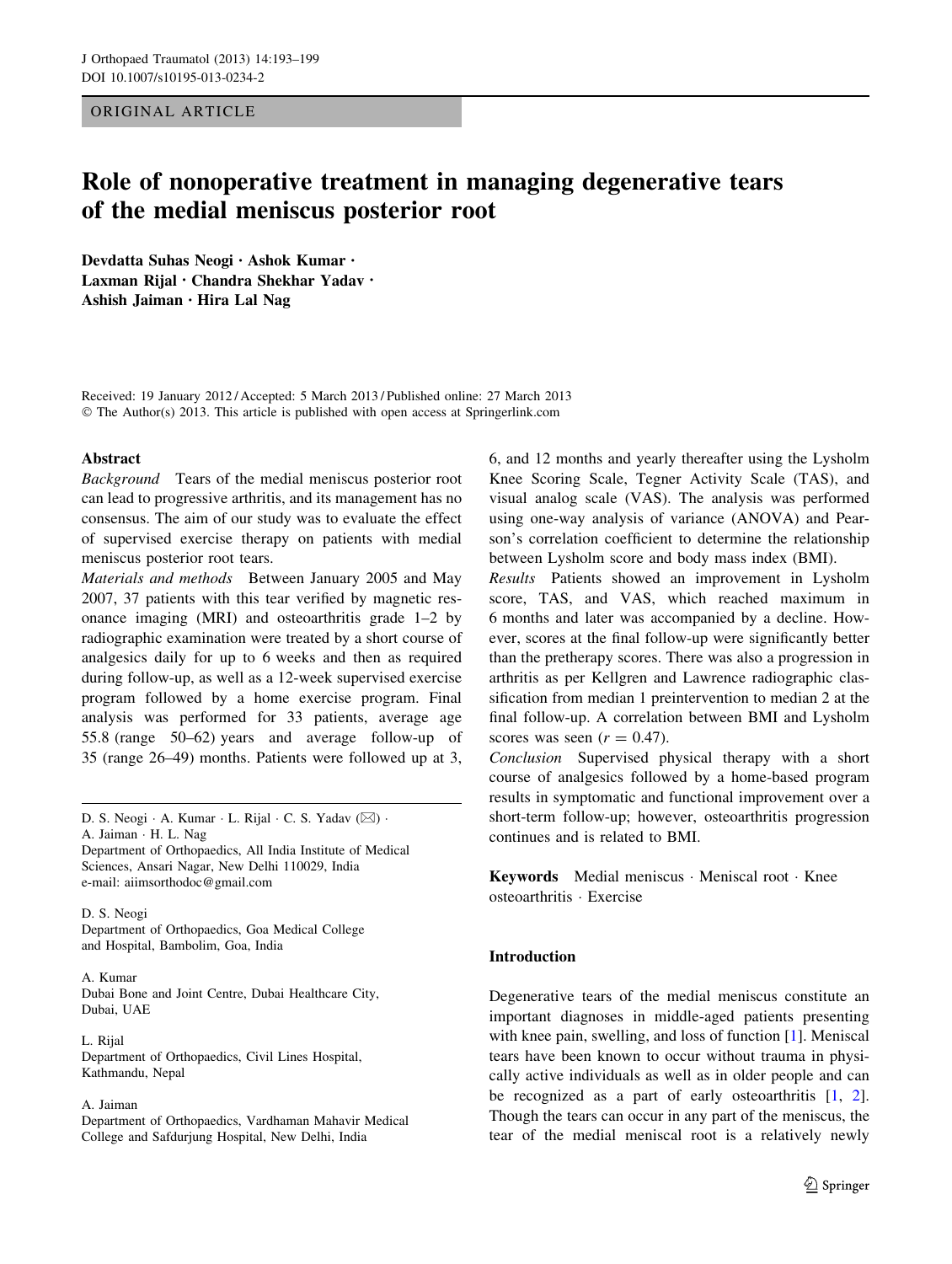ORIGINAL ARTICLE

# Role of nonoperative treatment in managing degenerative tears of the medial meniscus posterior root

**Devdatta Suhas Neogi · Ashok Kumar · Laxman Rijal · Chandra Shekhar Yadav · Ashish Jaiman · Hira Lal Nag**

Received: 19 January 2012 / Accepted: 5 March 2013 / Published online: 27 March 2013
© The Author(s) 2013. This article is published with open access at Springerlink.com

## Abstract

*Background* Tears of the medial meniscus posterior root can lead to progressive arthritis, and its management has no consensus. The aim of our study was to evaluate the effect of supervised exercise therapy on patients with medial meniscus posterior root tears.

*Materials and methods* Between January 2005 and May 2007, 37 patients with this tear verified by magnetic resonance imaging (MRI) and osteoarthritis grade 1–2 by radiographic examination were treated by a short course of analgesics daily for up to 6 weeks and then as required during follow-up, as well as a 12-week supervised exercise program followed by a home exercise program. Final analysis was performed for 33 patients, average age 55.8 (range 50–62) years and average follow-up of 35 (range 26–49) months. Patients were followed up at 3, 6, and 12 months and yearly thereafter using the Lysholm Knee Scoring Scale, Tegner Activity Scale (TAS), and visual analog scale (VAS). The analysis was performed using one-way analysis of variance (ANOVA) and Pearson's correlation coefficient to determine the relationship between Lysholm score and body mass index (BMI).

*Results* Patients showed an improvement in Lysholm score, TAS, and VAS, which reached maximum in 6 months and later was accompanied by a decline. However, scores at the final follow-up were significantly better than the pretherapy scores. There was also a progression in arthritis as per Kellgren and Lawrence radiographic classification from median 1 preintervention to median 2 at the final follow-up. A correlation between BMI and Lysholm scores was seen ($r = 0.47$).

*Conclusion* Supervised physical therapy with a short course of analgesics followed by a home-based program results in symptomatic and functional improvement over a short-term follow-up; however, osteoarthritis progression continues and is related to BMI.

**Keywords** Medial meniscus · Meniscal root · Knee osteoarthritis · Exercise

D. S. Neogi · A. Kumar · L. Rijal · C. S. Yadav (✉) · A. Jaiman · H. L. Nag
Department of Orthopaedics, All India Institute of Medical Sciences, Ansari Nagar, New Delhi 110029, India
e-mail: aiimsorthodoc@gmail.com

D. S. Neogi
Department of Orthopaedics, Goa Medical College and Hospital, Bambolim, Goa, India

A. Kumar
Dubai Bone and Joint Centre, Dubai Healthcare City, Dubai, UAE

L. Rijal
Department of Orthopaedics, Civil Lines Hospital, Kathmandu, Nepal

A. Jaiman
Department of Orthopaedics, Vardhaman Mahavir Medical College and Safdurjung Hospital, New Delhi, India

## Introduction

Degenerative tears of the medial meniscus constitute an important diagnoses in middle-aged patients presenting with knee pain, swelling, and loss of function [1]. Meniscal tears have been known to occur without trauma in physically active individuals as well as in older people and can be recognized as a part of early osteoarthritis [1, 2]. Though the tears can occur in any part of the meniscus, the tear of the medial meniscal root is a relatively newly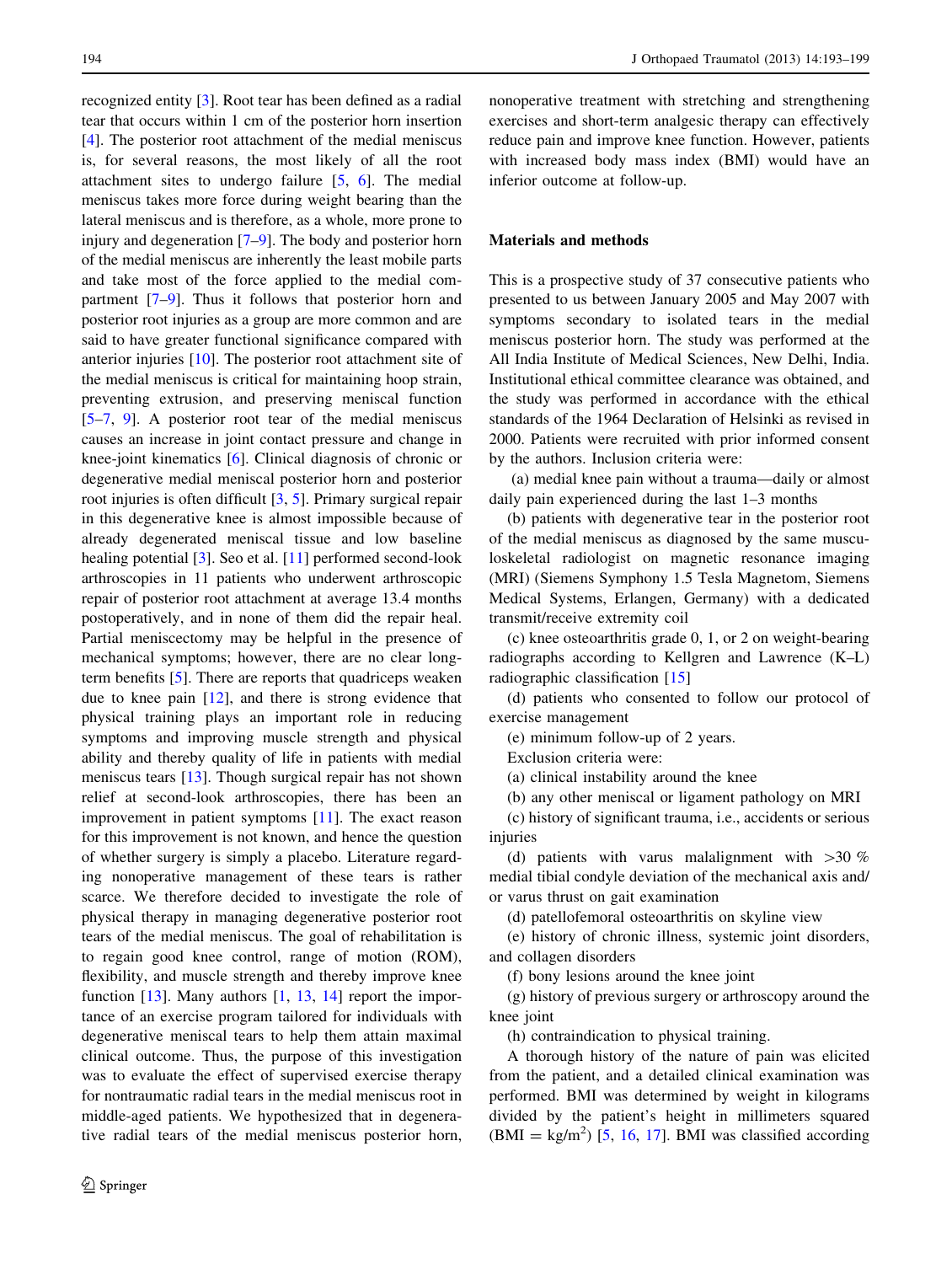recognized entity [3]. Root tear has been defined as a radial tear that occurs within 1 cm of the posterior horn insertion [4]. The posterior root attachment of the medial meniscus is, for several reasons, the most likely of all the root attachment sites to undergo failure [5, 6]. The medial meniscus takes more force during weight bearing than the lateral meniscus and is therefore, as a whole, more prone to injury and degeneration [7–9]. The body and posterior horn of the medial meniscus are inherently the least mobile parts and take most of the force applied to the medial compartment [7–9]. Thus it follows that posterior horn and posterior root injuries as a group are more common and are said to have greater functional significance compared with anterior injuries [10]. The posterior root attachment site of the medial meniscus is critical for maintaining hoop strain, preventing extrusion, and preserving meniscal function [5–7, 9]. A posterior root tear of the medial meniscus causes an increase in joint contact pressure and change in knee-joint kinematics [6]. Clinical diagnosis of chronic or degenerative medial meniscal posterior horn and posterior root injuries is often difficult [3, 5]. Primary surgical repair in this degenerative knee is almost impossible because of already degenerated meniscal tissue and low baseline healing potential [3]. Seo et al. [11] performed second-look arthroscopies in 11 patients who underwent arthroscopic repair of posterior root attachment at average 13.4 months postoperatively, and in none of them did the repair heal. Partial meniscectomy may be helpful in the presence of mechanical symptoms; however, there are no clear long-term benefits [5]. There are reports that quadriceps weaken due to knee pain [12], and there is strong evidence that physical training plays an important role in reducing symptoms and improving muscle strength and physical ability and thereby quality of life in patients with medial meniscus tears [13]. Though surgical repair has not shown relief at second-look arthroscopies, there has been an improvement in patient symptoms [11]. The exact reason for this improvement is not known, and hence the question of whether surgery is simply a placebo. Literature regarding nonoperative management of these tears is rather scarce. We therefore decided to investigate the role of physical therapy in managing degenerative posterior root tears of the medial meniscus. The goal of rehabilitation is to regain good knee control, range of motion (ROM), flexibility, and muscle strength and thereby improve knee function [13]. Many authors [1, 13, 14] report the importance of an exercise program tailored for individuals with degenerative meniscal tears to help them attain maximal clinical outcome. Thus, the purpose of this investigation was to evaluate the effect of supervised exercise therapy for nontraumatic radial tears in the medial meniscus root in middle-aged patients. We hypothesized that in degenerative radial tears of the medial meniscus posterior horn, nonoperative treatment with stretching and strengthening exercises and short-term analgesic therapy can effectively reduce pain and improve knee function. However, patients with increased body mass index (BMI) would have an inferior outcome at follow-up.

## Materials and methods

This is a prospective study of 37 consecutive patients who presented to us between January 2005 and May 2007 with symptoms secondary to isolated tears in the medial meniscus posterior horn. The study was performed at the All India Institute of Medical Sciences, New Delhi, India. Institutional ethical committee clearance was obtained, and the study was performed in accordance with the ethical standards of the 1964 Declaration of Helsinki as revised in 2000. Patients were recruited with prior informed consent by the authors. Inclusion criteria were:

(a) medial knee pain without a trauma—daily or almost daily pain experienced during the last 1–3 months

(b) patients with degenerative tear in the posterior root of the medial meniscus as diagnosed by the same musculoskeletal radiologist on magnetic resonance imaging (MRI) (Siemens Symphony 1.5 Tesla Magnetom, Siemens Medical Systems, Erlangen, Germany) with a dedicated transmit/receive extremity coil

(c) knee osteoarthritis grade 0, 1, or 2 on weight-bearing radiographs according to Kellgren and Lawrence (K–L) radiographic classification [15]

(d) patients who consented to follow our protocol of exercise management

(e) minimum follow-up of 2 years.

Exclusion criteria were:

(a) clinical instability around the knee

(b) any other meniscal or ligament pathology on MRI

(c) history of significant trauma, i.e., accidents or serious injuries

(d) patients with varus malalignment with >30 % medial tibial condyle deviation of the mechanical axis and/or varus thrust on gait examination

(d) patellofemoral osteoarthritis on skyline view

(e) history of chronic illness, systemic joint disorders, and collagen disorders

(f) bony lesions around the knee joint

(g) history of previous surgery or arthroscopy around the knee joint

(h) contraindication to physical training.

A thorough history of the nature of pain was elicited from the patient, and a detailed clinical examination was performed. BMI was determined by weight in kilograms divided by the patient's height in millimeters squared ($\text{BMI} = \text{kg/m}^2$) [5, 16, 17]. BMI was classified according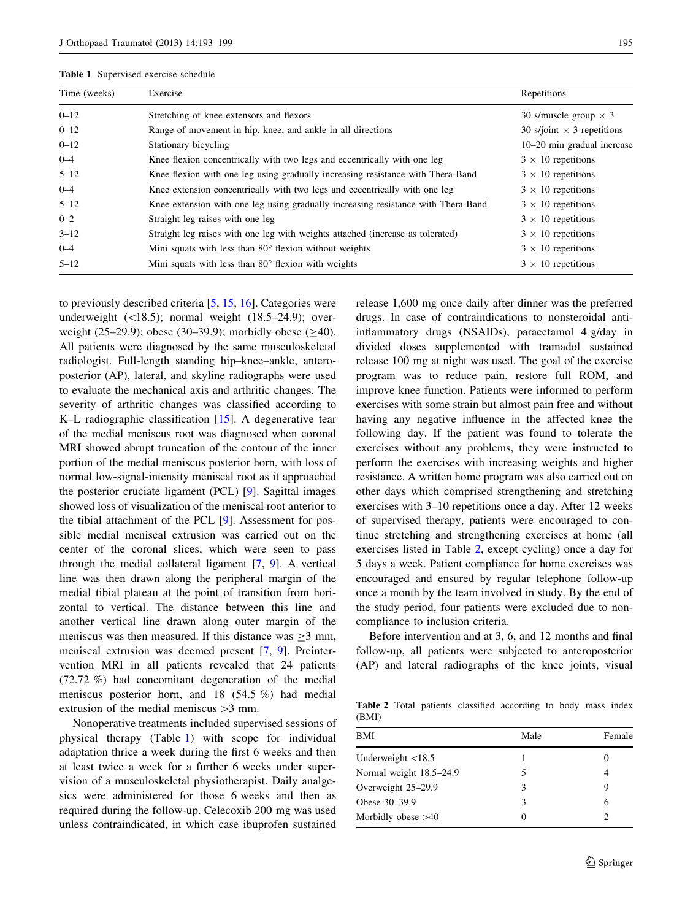Table 1 Supervised exercise schedule

| Time (weeks) | Exercise | Repetitions |
| --- | --- | --- |
| 0–12 | Stretching of knee extensors and flexors | 30 s/muscle group × 3 |
| 0–12 | Range of movement in hip, knee, and ankle in all directions | 30 s/joint × 3 repetitions |
| 0–12 | Stationary bicycling | 10–20 min gradual increase |
| 0–4 | Knee flexion concentrically with two legs and eccentrically with one leg | 3 × 10 repetitions |
| 5–12 | Knee flexion with one leg using gradually increasing resistance with Thera-Band | 3 × 10 repetitions |
| 0–4 | Knee extension concentrically with two legs and eccentrically with one leg | 3 × 10 repetitions |
| 5–12 | Knee extension with one leg using gradually increasing resistance with Thera-Band | 3 × 10 repetitions |
| 0–2 | Straight leg raises with one leg | 3 × 10 repetitions |
| 3–12 | Straight leg raises with one leg with weights attached (increase as tolerated) | 3 × 10 repetitions |
| 0–4 | Mini squats with less than 80° flexion without weights | 3 × 10 repetitions |
| 5–12 | Mini squats with less than 80° flexion with weights | 3 × 10 repetitions |

to previously described criteria [5, 15, 16]. Categories were underweight (<18.5); normal weight (18.5–24.9); overweight (25–29.9); obese (30–39.9); morbidly obese (≥40). All patients were diagnosed by the same musculoskeletal radiologist. Full-length standing hip–knee–ankle, anteroposterior (AP), lateral, and skyline radiographs were used to evaluate the mechanical axis and arthritic changes. The severity of arthritic changes was classified according to K–L radiographic classification [15]. A degenerative tear of the medial meniscus root was diagnosed when coronal MRI showed abrupt truncation of the contour of the inner portion of the medial meniscus posterior horn, with loss of normal low-signal-intensity meniscal root as it approached the posterior cruciate ligament (PCL) [9]. Sagittal images showed loss of visualization of the meniscal root anterior to the tibial attachment of the PCL [9]. Assessment for possible medial meniscal extrusion was carried out on the center of the coronal slices, which were seen to pass through the medial collateral ligament [7, 9]. A vertical line was then drawn along the peripheral margin of the medial tibial plateau at the point of transition from horizontal to vertical. The distance between this line and another vertical line drawn along the outer margin of the meniscus was then measured. If this distance was ≥3 mm, meniscal extrusion was deemed present [7, 9]. Preintervention MRI in all patients revealed that 24 patients (72.72 %) had concomitant degeneration of the medial meniscus posterior horn, and 18 (54.5 %) had medial extrusion of the medial meniscus >3 mm.

Nonoperative treatments included supervised sessions of physical therapy (Table 1) with scope for individual adaptation thrice a week during the first 6 weeks and then at least twice a week for a further 6 weeks under supervision of a musculoskeletal physiotherapist. Daily analgesics were administered for those 6 weeks and then as required during the follow-up. Celecoxib 200 mg was used unless contraindicated, in which case ibuprofen sustained release 1,600 mg once daily after dinner was the preferred drugs. In case of contraindications to nonsteroidal anti-inflammatory drugs (NSAIDs), paracetamol 4 g/day in divided doses supplemented with tramadol sustained release 100 mg at night was used. The goal of the exercise program was to reduce pain, restore full ROM, and improve knee function. Patients were informed to perform exercises with some strain but almost pain free and without having any negative influence in the affected knee the following day. If the patient was found to tolerate the exercises without any problems, they were instructed to perform the exercises with increasing weights and higher resistance. A written home program was also carried out on other days which comprised strengthening and stretching exercises with 3–10 repetitions once a day. After 12 weeks of supervised therapy, patients were encouraged to continue stretching and strengthening exercises at home (all exercises listed in Table 2, except cycling) once a day for 5 days a week. Patient compliance for home exercises was encouraged and ensured by regular telephone follow-up once a month by the team involved in study. By the end of the study period, four patients were excluded due to noncompliance to inclusion criteria.

Before intervention and at 3, 6, and 12 months and final follow-up, all patients were subjected to anteroposterior (AP) and lateral radiographs of the knee joints, visual

Table 2 Total patients classified according to body mass index (BMI)

| BMI | Male | Female |
| --- | --- | --- |
| Underweight <18.5 | 1 | 0 |
| Normal weight 18.5–24.9 | 5 | 4 |
| Overweight 25–29.9 | 3 | 9 |
| Obese 30–39.9 | 3 | 6 |
| Morbidly obese >40 | 0 | 2 |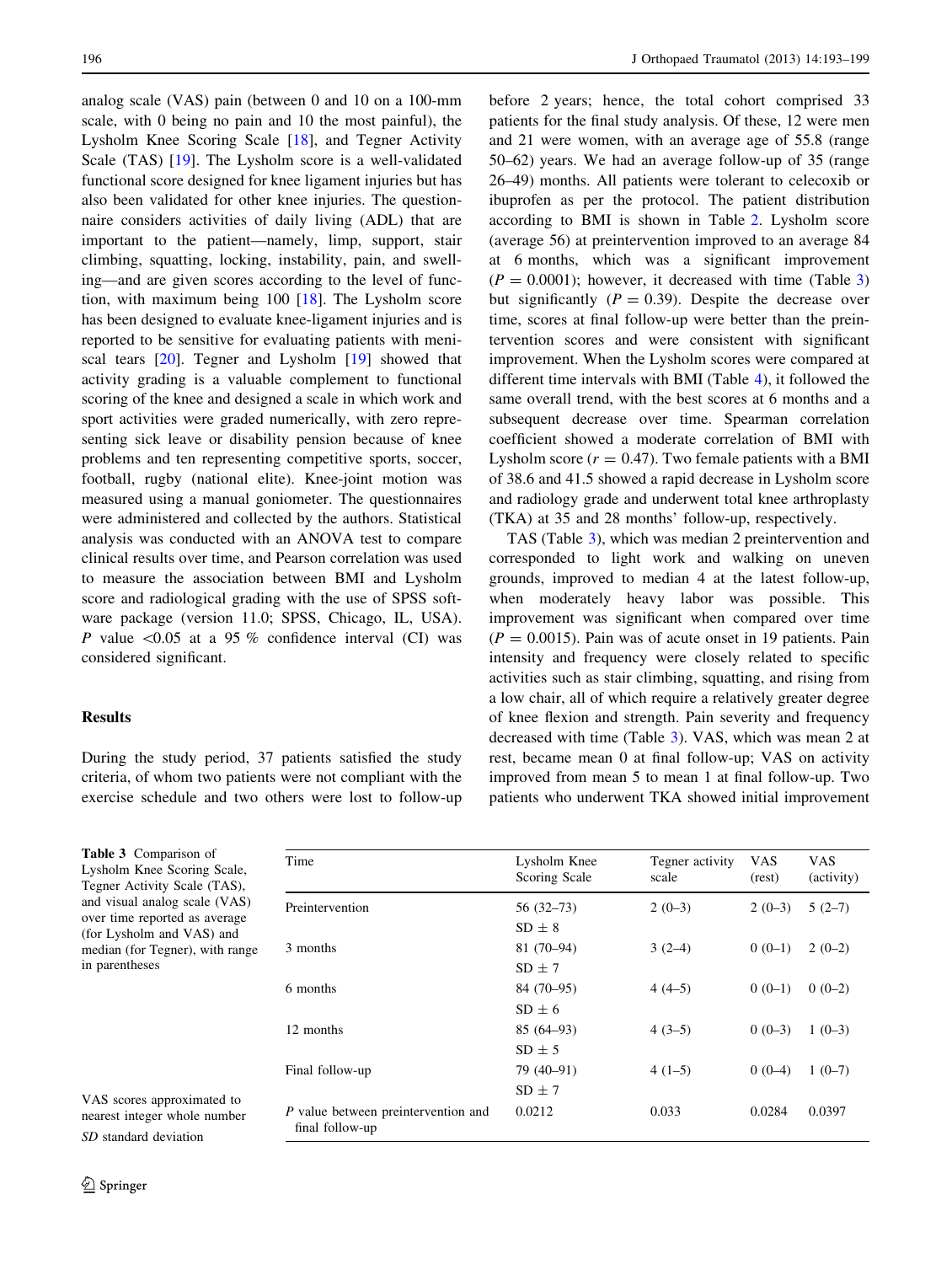analog scale (VAS) pain (between 0 and 10 on a 100-mm scale, with 0 being no pain and 10 the most painful), the Lysholm Knee Scoring Scale [18], and Tegner Activity Scale (TAS) [19]. The Lysholm score is a well-validated functional score designed for knee ligament injuries but has also been validated for other knee injuries. The questionnaire considers activities of daily living (ADL) that are important to the patient—namely, limp, support, stair climbing, squatting, locking, instability, pain, and swelling—and are given scores according to the level of function, with maximum being 100 [18]. The Lysholm score has been designed to evaluate knee-ligament injuries and is reported to be sensitive for evaluating patients with meniscal tears [20]. Tegner and Lysholm [19] showed that activity grading is a valuable complement to functional scoring of the knee and designed a scale in which work and sport activities were graded numerically, with zero representing sick leave or disability pension because of knee problems and ten representing competitive sports, soccer, football, rugby (national elite). Knee-joint motion was measured using a manual goniometer. The questionnaires were administered and collected by the authors. Statistical analysis was conducted with an ANOVA test to compare clinical results over time, and Pearson correlation was used to measure the association between BMI and Lysholm score and radiological grading with the use of SPSS software package (version 11.0; SPSS, Chicago, IL, USA). $P$ value <0.05 at a 95 % confidence interval (CI) was considered significant.

## Results

During the study period, 37 patients satisfied the study criteria, of whom two patients were not compliant with the exercise schedule and two others were lost to follow-up before 2 years; hence, the total cohort comprised 33 patients for the final study analysis. Of these, 12 were men and 21 were women, with an average age of 55.8 (range 50–62) years. We had an average follow-up of 35 (range 26–49) months. All patients were tolerant to celecoxib or ibuprofen as per the protocol. The patient distribution according to BMI is shown in Table 2. Lysholm score (average 56) at preintervention improved to an average 84 at 6 months, which was a significant improvement ($P = 0.0001$); however, it decreased with time (Table 3) but significantly ($P = 0.39$). Despite the decrease over time, scores at final follow-up were better than the preintervention scores and were consistent with significant improvement. When the Lysholm scores were compared at different time intervals with BMI (Table 4), it followed the same overall trend, with the best scores at 6 months and a subsequent decrease over time. Spearman correlation coefficient showed a moderate correlation of BMI with Lysholm score ($r = 0.47$). Two female patients with a BMI of 38.6 and 41.5 showed a rapid decrease in Lysholm score and radiology grade and underwent total knee arthroplasty (TKA) at 35 and 28 months' follow-up, respectively.

TAS (Table 3), which was median 2 preintervention and corresponded to light work and walking on uneven grounds, improved to median 4 at the latest follow-up, when moderately heavy labor was possible. This improvement was significant when compared over time ($P = 0.0015$). Pain was of acute onset in 19 patients. Pain intensity and frequency were closely related to specific activities such as stair climbing, squatting, and rising from a low chair, all of which require a relatively greater degree of knee flexion and strength. Pain severity and frequency decreased with time (Table 3). VAS, which was mean 2 at rest, became mean 0 at final follow-up; VAS on activity improved from mean 5 to mean 1 at final follow-up. Two patients who underwent TKA showed initial improvement

**Table 3** Comparison of Lysholm Knee Scoring Scale, Tegner Activity Scale (TAS), and visual analog scale (VAS) over time reported as average (for Lysholm and VAS) and median (for Tegner), with range in parentheses

| Time | Lysholm Knee Scoring Scale | Tegner activity scale | VAS (rest) | VAS (activity) |
|---|---|---|---|---|
| Preintervention | 56 (32–73) SD ± 8 | 2 (0–3) | 2 (0–3) | 5 (2–7) |
| 3 months | 81 (70–94) SD ± 7 | 3 (2–4) | 0 (0–1) | 2 (0–2) |
| 6 months | 84 (70–95) SD ± 6 | 4 (4–5) | 0 (0–1) | 0 (0–2) |
| 12 months | 85 (64–93) SD ± 5 | 4 (3–5) | 0 (0–3) | 1 (0–3) |
| Final follow-up | 79 (40–91) SD ± 7 | 4 (1–5) | 0 (0–4) | 1 (0–7) |
| $P$ value between preintervention and final follow-up | 0.0212 | 0.033 | 0.0284 | 0.0397 |

VAS scores approximated to nearest integer whole number

*SD* standard deviation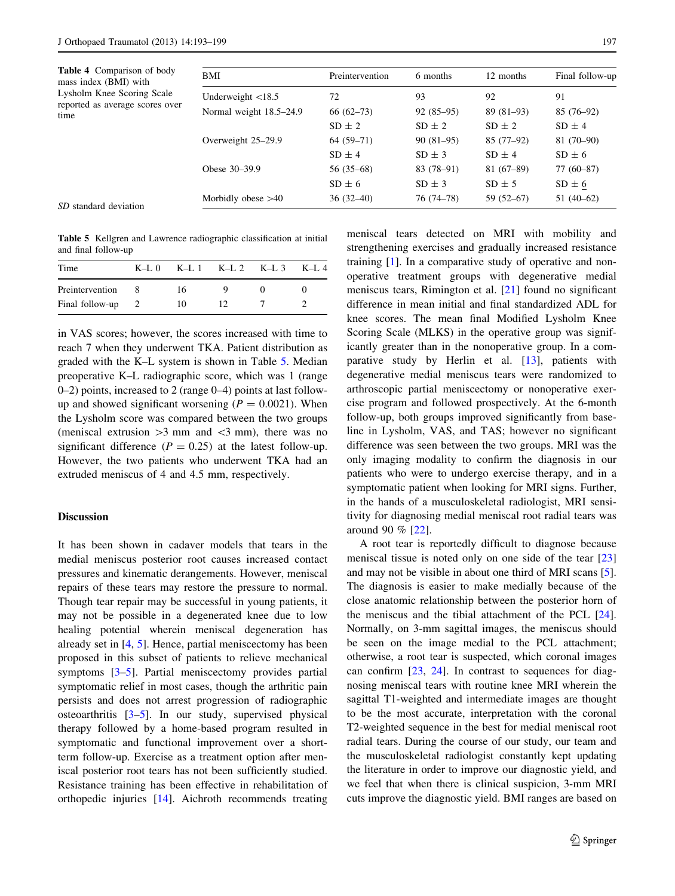**Table 4** Comparison of body mass index (BMI) with Lysholm Knee Scoring Scale reported as average scores over time

| BMI | Preintervention | 6 months | 12 months | Final follow-up |
|---|---|---|---|---|
| Underweight <18.5 | 72 | 93 | 92 | 91 |
| Normal weight 18.5–24.9 | 66 (62–73) | 92 (85–95) | 89 (81–93) | 85 (76–92) |
| | SD ± 2 | SD ± 2 | SD ± 2 | SD ± 4 |
| Overweight 25–29.9 | 64 (59–71) | 90 (81–95) | 85 (77–92) | 81 (70–90) |
| | SD ± 4 | SD ± 3 | SD ± 4 | SD ± 6 |
| Obese 30–39.9 | 56 (35–68) | 83 (78–91) | 81 (67–89) | 77 (60–87) |
| | SD ± 6 | SD ± 3 | SD ± 5 | SD ± 6 |
| Morbidly obese >40 | 36 (32–40) | 76 (74–78) | 59 (52–67) | 51 (40–62) |

*SD* standard deviation

**Table 5** Kellgren and Lawrence radiographic classification at initial and final follow-up

| Time | K–L 0 | K–L 1 | K–L 2 | K–L 3 | K–L 4 |
|---|---|---|---|---|---|
| Preintervention | 8 | 16 | 9 | 0 | 0 |
| Final follow-up | 2 | 10 | 12 | 7 | 2 |

in VAS scores; however, the scores increased with time to reach 7 when they underwent TKA. Patient distribution as graded with the K–L system is shown in Table 5. Median preoperative K–L radiographic score, which was 1 (range 0–2) points, increased to 2 (range 0–4) points at last follow-up and showed significant worsening ($P = 0.0021$). When the Lysholm score was compared between the two groups (meniscal extrusion >3 mm and <3 mm), there was no significant difference ($P = 0.25$) at the latest follow-up. However, the two patients who underwent TKA had an extruded meniscus of 4 and 4.5 mm, respectively.

## Discussion

It has been shown in cadaver models that tears in the medial meniscus posterior root causes increased contact pressures and kinematic derangements. However, meniscal repairs of these tears may restore the pressure to normal. Though tear repair may be successful in young patients, it may not be possible in a degenerated knee due to low healing potential wherein meniscal degeneration has already set in [4, 5]. Hence, partial meniscectomy has been proposed in this subset of patients to relieve mechanical symptoms [3–5]. Partial meniscectomy provides partial symptomatic relief in most cases, though the arthritic pain persists and does not arrest progression of radiographic osteoarthritis [3–5]. In our study, supervised physical therapy followed by a home-based program resulted in symptomatic and functional improvement over a short-term follow-up. Exercise as a treatment option after meniscal posterior root tears has not been sufficiently studied. Resistance training has been effective in rehabilitation of orthopedic injuries [14]. Aichroth recommends treating meniscal tears detected on MRI with mobility and strengthening exercises and gradually increased resistance training [1]. In a comparative study of operative and nonoperative treatment groups with degenerative medial meniscus tears, Rimington et al. [21] found no significant difference in mean initial and final standardized ADL for knee scores. The mean final Modified Lysholm Knee Scoring Scale (MLKS) in the operative group was significantly greater than in the nonoperative group. In a comparative study by Herlin et al. [13], patients with degenerative medial meniscus tears were randomized to arthroscopic partial meniscectomy or nonoperative exercise program and followed prospectively. At the 6-month follow-up, both groups improved significantly from baseline in Lysholm, VAS, and TAS; however no significant difference was seen between the two groups. MRI was the only imaging modality to confirm the diagnosis in our patients who were to undergo exercise therapy, and in a symptomatic patient when looking for MRI signs. Further, in the hands of a musculoskeletal radiologist, MRI sensitivity for diagnosing medial meniscal root radial tears was around 90 % [22].

A root tear is reportedly difficult to diagnose because meniscal tissue is noted only on one side of the tear [23] and may not be visible in about one third of MRI scans [5]. The diagnosis is easier to make medially because of the close anatomic relationship between the posterior horn of the meniscus and the tibial attachment of the PCL [24]. Normally, on 3-mm sagittal images, the meniscus should be seen on the image medial to the PCL attachment; otherwise, a root tear is suspected, which coronal images can confirm [23, 24]. In contrast to sequences for diagnosing meniscal tears with routine knee MRI wherein the sagittal T1-weighted and intermediate images are thought to be the most accurate, interpretation with the coronal T2-weighted sequence in the best for medial meniscal root radial tears. During the course of our study, our team and the musculoskeletal radiologist constantly kept updating the literature in order to improve our diagnostic yield, and we feel that when there is clinical suspicion, 3-mm MRI cuts improve the diagnostic yield. BMI ranges are based on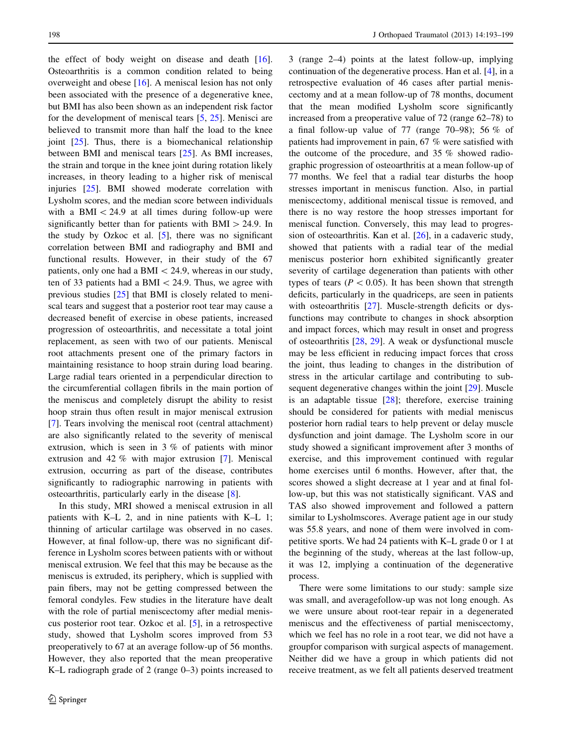the effect of body weight on disease and death [16]. Osteoarthritis is a common condition related to being overweight and obese [16]. A meniscal lesion has not only been associated with the presence of a degenerative knee, but BMI has also been shown as an independent risk factor for the development of meniscal tears [5, 25]. Menisci are believed to transmit more than half the load to the knee joint [25]. Thus, there is a biomechanical relationship between BMI and meniscal tears [25]. As BMI increases, the strain and torque in the knee joint during rotation likely increases, in theory leading to a higher risk of meniscal injuries [25]. BMI showed moderate correlation with Lysholm scores, and the median score between individuals with a BMI $< 24.9$ at all times during follow-up were significantly better than for patients with BMI $> 24.9$. In the study by Ozkoc et al. [5], there was no significant correlation between BMI and radiography and BMI and functional results. However, in their study of the 67 patients, only one had a BMI $< 24.9$, whereas in our study, ten of 33 patients had a BMI $< 24.9$. Thus, we agree with previous studies [25] that BMI is closely related to meniscal tears and suggest that a posterior root tear may cause a decreased benefit of exercise in obese patients, increased progression of osteoarthritis, and necessitate a total joint replacement, as seen with two of our patients. Meniscal root attachments present one of the primary factors in maintaining resistance to hoop strain during load bearing. Large radial tears oriented in a perpendicular direction to the circumferential collagen fibrils in the main portion of the meniscus and completely disrupt the ability to resist hoop strain thus often result in major meniscal extrusion [7]. Tears involving the meniscal root (central attachment) are also significantly related to the severity of meniscal extrusion, which is seen in 3 % of patients with minor extrusion and 42 % with major extrusion [7]. Meniscal extrusion, occurring as part of the disease, contributes significantly to radiographic narrowing in patients with osteoarthritis, particularly early in the disease [8].

In this study, MRI showed a meniscal extrusion in all patients with K–L 2, and in nine patients with K–L 1; thinning of articular cartilage was observed in no cases. However, at final follow-up, there was no significant difference in Lysholm scores between patients with or without meniscal extrusion. We feel that this may be because as the meniscus is extruded, its periphery, which is supplied with pain fibers, may not be getting compressed between the femoral condyles. Few studies in the literature have dealt with the role of partial meniscectomy after medial meniscus posterior root tear. Ozkoc et al. [5], in a retrospective study, showed that Lysholm scores improved from 53 preoperatively to 67 at an average follow-up of 56 months. However, they also reported that the mean preoperative K–L radiograph grade of 2 (range 0–3) points increased to 3 (range 2–4) points at the latest follow-up, implying continuation of the degenerative process. Han et al. [4], in a retrospective evaluation of 46 cases after partial meniscectomy and at a mean follow-up of 78 months, document that the mean modified Lysholm score significantly increased from a preoperative value of 72 (range 62–78) to a final follow-up value of 77 (range 70–98); 56 % of patients had improvement in pain, 67 % were satisfied with the outcome of the procedure, and 35 % showed radiographic progression of osteoarthritis at a mean follow-up of 77 months. We feel that a radial tear disturbs the hoop stresses important in meniscus function. Also, in partial meniscectomy, additional meniscal tissue is removed, and there is no way restore the hoop stresses important for meniscal function. Conversely, this may lead to progression of osteoarthritis. Kan et al. [26], in a cadaveric study, showed that patients with a radial tear of the medial meniscus posterior horn exhibited significantly greater severity of cartilage degeneration than patients with other types of tears ($P < 0.05$). It has been shown that strength deficits, particularly in the quadriceps, are seen in patients with osteoarthritis [27]. Muscle-strength deficits or dysfunctions may contribute to changes in shock absorption and impact forces, which may result in onset and progress of osteoarthritis [28, 29]. A weak or dysfunctional muscle may be less efficient in reducing impact forces that cross the joint, thus leading to changes in the distribution of stress in the articular cartilage and contributing to subsequent degenerative changes within the joint [29]. Muscle is an adaptable tissue [28]; therefore, exercise training should be considered for patients with medial meniscus posterior horn radial tears to help prevent or delay muscle dysfunction and joint damage. The Lysholm score in our study showed a significant improvement after 3 months of exercise, and this improvement continued with regular home exercises until 6 months. However, after that, the scores showed a slight decrease at 1 year and at final follow-up, but this was not statistically significant. VAS and TAS also showed improvement and followed a pattern similar to Lysholmscores. Average patient age in our study was 55.8 years, and none of them were involved in competitive sports. We had 24 patients with K–L grade 0 or 1 at the beginning of the study, whereas at the last follow-up, it was 12, implying a continuation of the degenerative process.

There were some limitations to our study: sample size was small, and averagefollow-up was not long enough. As we were unsure about root-tear repair in a degenerated meniscus and the effectiveness of partial meniscectomy, which we feel has no role in a root tear, we did not have a groupfor comparison with surgical aspects of management. Neither did we have a group in which patients did not receive treatment, as we felt all patients deserved treatment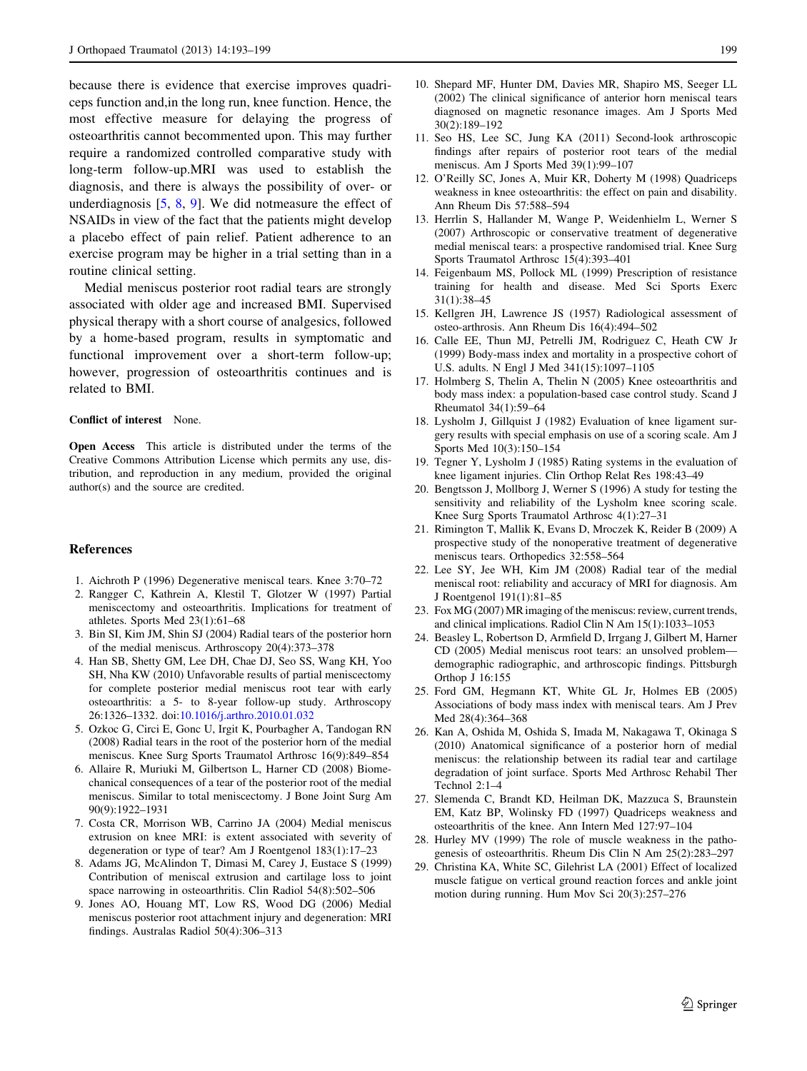because there is evidence that exercise improves quadriceps function and,in the long run, knee function. Hence, the most effective measure for delaying the progress of osteoarthritis cannot becommented upon. This may further require a randomized controlled comparative study with long-term follow-up.MRI was used to establish the diagnosis, and there is always the possibility of over- or underdiagnosis [5, 8, 9]. We did notmeasure the effect of NSAIDs in view of the fact that the patients might develop a placebo effect of pain relief. Patient adherence to an exercise program may be higher in a trial setting than in a routine clinical setting.

Medial meniscus posterior root radial tears are strongly associated with older age and increased BMI. Supervised physical therapy with a short course of analgesics, followed by a home-based program, results in symptomatic and functional improvement over a short-term follow-up; however, progression of osteoarthritis continues and is related to BMI.

**Conflict of interest** None.

**Open Access** This article is distributed under the terms of the Creative Commons Attribution License which permits any use, distribution, and reproduction in any medium, provided the original author(s) and the source are credited.

## References

1. Aichroth P (1996) Degenerative meniscal tears. Knee 3:70–72
2. Rangger C, Kathrein A, Klestil T, Glotzer W (1997) Partial meniscectomy and osteoarthritis. Implications for treatment of athletes. Sports Med 23(1):61–68
3. Bin SI, Kim JM, Shin SJ (2004) Radial tears of the posterior horn of the medial meniscus. Arthroscopy 20(4):373–378
4. Han SB, Shetty GM, Lee DH, Chae DJ, Seo SS, Wang KH, Yoo SH, Nha KW (2010) Unfavorable results of partial meniscectomy for complete posterior medial meniscus root tear with early osteoarthritis: a 5- to 8-year follow-up study. Arthroscopy 26:1326–1332. doi:10.1016/j.arthro.2010.01.032
5. Ozkoc G, Circi E, Gonc U, Irgit K, Pourbagher A, Tandogan RN (2008) Radial tears in the root of the posterior horn of the medial meniscus. Knee Surg Sports Traumatol Arthrosc 16(9):849–854
6. Allaire R, Muriuki M, Gilbertson L, Harner CD (2008) Biomechanical consequences of a tear of the posterior root of the medial meniscus. Similar to total meniscectomy. J Bone Joint Surg Am 90(9):1922–1931
7. Costa CR, Morrison WB, Carrino JA (2004) Medial meniscus extrusion on knee MRI: is extent associated with severity of degeneration or type of tear? Am J Roentgenol 183(1):17–23
8. Adams JG, McAlindon T, Dimasi M, Carey J, Eustace S (1999) Contribution of meniscal extrusion and cartilage loss to joint space narrowing in osteoarthritis. Clin Radiol 54(8):502–506
9. Jones AO, Houang MT, Low RS, Wood DG (2006) Medial meniscus posterior root attachment injury and degeneration: MRI findings. Australas Radiol 50(4):306–313
10. Shepard MF, Hunter DM, Davies MR, Shapiro MS, Seeger LL (2002) The clinical significance of anterior horn meniscal tears diagnosed on magnetic resonance images. Am J Sports Med 30(2):189–192
11. Seo HS, Lee SC, Jung KA (2011) Second-look arthroscopic findings after repairs of posterior root tears of the medial meniscus. Am J Sports Med 39(1):99–107
12. O'Reilly SC, Jones A, Muir KR, Doherty M (1998) Quadriceps weakness in knee osteoarthritis: the effect on pain and disability. Ann Rheum Dis 57:588–594
13. Herrlin S, Hallander M, Wange P, Weidenhielm L, Werner S (2007) Arthroscopic or conservative treatment of degenerative medial meniscal tears: a prospective randomised trial. Knee Surg Sports Traumatol Arthrosc 15(4):393–401
14. Feigenbaum MS, Pollock ML (1999) Prescription of resistance training for health and disease. Med Sci Sports Exerc 31(1):38–45
15. Kellgren JH, Lawrence JS (1957) Radiological assessment of osteo-arthrosis. Ann Rheum Dis 16(4):494–502
16. Calle EE, Thun MJ, Petrelli JM, Rodriguez C, Heath CW Jr (1999) Body-mass index and mortality in a prospective cohort of U.S. adults. N Engl J Med 341(15):1097–1105
17. Holmberg S, Thelin A, Thelin N (2005) Knee osteoarthritis and body mass index: a population-based case control study. Scand J Rheumatol 34(1):59–64
18. Lysholm J, Gillquist J (1982) Evaluation of knee ligament surgery results with special emphasis on use of a scoring scale. Am J Sports Med 10(3):150–154
19. Tegner Y, Lysholm J (1985) Rating systems in the evaluation of knee ligament injuries. Clin Orthop Relat Res 198:43–49
20. Bengtsson J, Mollborg J, Werner S (1996) A study for testing the sensitivity and reliability of the Lysholm knee scoring scale. Knee Surg Sports Traumatol Arthrosc 4(1):27–31
21. Rimington T, Mallik K, Evans D, Mroczek K, Reider B (2009) A prospective study of the nonoperative treatment of degenerative meniscus tears. Orthopedics 32:558–564
22. Lee SY, Jee WH, Kim JM (2008) Radial tear of the medial meniscal root: reliability and accuracy of MRI for diagnosis. Am J Roentgenol 191(1):81–85
23. Fox MG (2007) MR imaging of the meniscus: review, current trends, and clinical implications. Radiol Clin N Am 15(1):1033–1053
24. Beasley L, Robertson D, Armfield D, Irrgang J, Gilbert M, Harner CD (2005) Medial meniscus root tears: an unsolved problem—demographic radiographic, and arthroscopic findings. Pittsburgh Orthop J 16:155
25. Ford GM, Hegmann KT, White GL Jr, Holmes EB (2005) Associations of body mass index with meniscal tears. Am J Prev Med 28(4):364–368
26. Kan A, Oshida M, Oshida S, Imada M, Nakagawa T, Okinaga S (2010) Anatomical significance of a posterior horn of medial meniscus: the relationship between its radial tear and cartilage degradation of joint surface. Sports Med Arthrosc Rehabil Ther Technol 2:1–4
27. Slemenda C, Brandt KD, Heilman DK, Mazzuca S, Braunstein EM, Katz BP, Wolinsky FD (1997) Quadriceps weakness and osteoarthritis of the knee. Ann Intern Med 127:97–104
28. Hurley MV (1999) The role of muscle weakness in the pathogenesis of osteoarthritis. Rheum Dis Clin N Am 25(2):283–297
29. Christina KA, White SC, Gilehrist LA (2001) Effect of localized muscle fatigue on vertical ground reaction forces and ankle joint motion during running. Hum Mov Sci 20(3):257–276